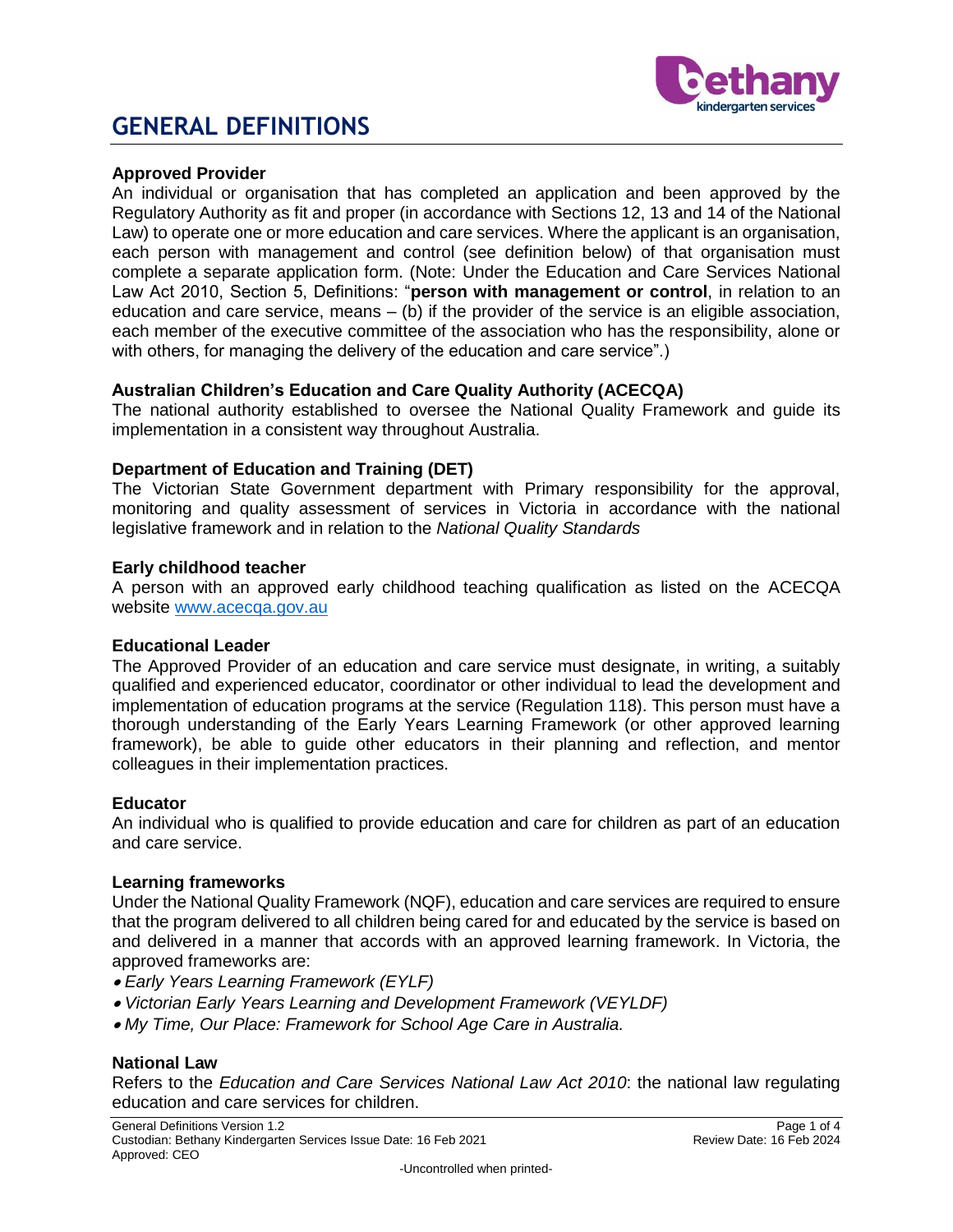# GENERAL DEFINITIONS

**Approved Provider**
An individual or organisation that has completed an application and been approved by the Regulatory Authority as fit and proper (in accordance with Sections 12, 13 and 14 of the National Law) to operate one or more education and care services. Where the applicant is an organisation, each person with management and control (see definition below) of that organisation must complete a separate application form. (Note: Under the Education and Care Services National Law Act 2010, Section 5, Definitions: "**person with management or control**, in relation to an education and care service, means – (b) if the provider of the service is an eligible association, each member of the executive committee of the association who has the responsibility, alone or with others, for managing the delivery of the education and care service".)

**Australian Children's Education and Care Quality Authority (ACECQA)**
The national authority established to oversee the National Quality Framework and guide its implementation in a consistent way throughout Australia.

**Department of Education and Training (DET)**
The Victorian State Government department with Primary responsibility for the approval, monitoring and quality assessment of services in Victoria in accordance with the national legislative framework and in relation to the *National Quality Standards*

**Early childhood teacher**
A person with an approved early childhood teaching qualification as listed on the ACECQA website [www.acecqa.gov.au](www.acecqa.gov.au)

**Educational Leader**
The Approved Provider of an education and care service must designate, in writing, a suitably qualified and experienced educator, coordinator or other individual to lead the development and implementation of education programs at the service (Regulation 118). This person must have a thorough understanding of the Early Years Learning Framework (or other approved learning framework), be able to guide other educators in their planning and reflection, and mentor colleagues in their implementation practices.

**Educator**
An individual who is qualified to provide education and care for children as part of an education and care service.

**Learning frameworks**
Under the National Quality Framework (NQF), education and care services are required to ensure that the program delivered to all children being cared for and educated by the service is based on and delivered in a manner that accords with an approved learning framework. In Victoria, the approved frameworks are:

- *Early Years Learning Framework (EYLF)*
- *Victorian Early Years Learning and Development Framework (VEYLDF)*
- *My Time, Our Place: Framework for School Age Care in Australia.*

**National Law**
Refers to the *Education and Care Services National Law Act 2010*: the national law regulating education and care services for children.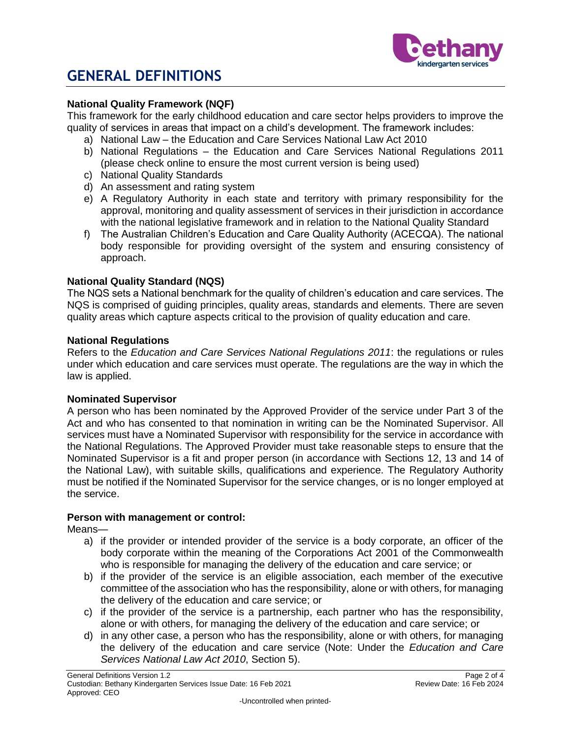# GENERAL DEFINITIONS

**National Quality Framework (NQF)**

This framework for the early childhood education and care sector helps providers to improve the quality of services in areas that impact on a child's development. The framework includes:

a) National Law – the Education and Care Services National Law Act 2010
b) National Regulations – the Education and Care Services National Regulations 2011 (please check online to ensure the most current version is being used)
c) National Quality Standards
d) An assessment and rating system
e) A Regulatory Authority in each state and territory with primary responsibility for the approval, monitoring and quality assessment of services in their jurisdiction in accordance with the national legislative framework and in relation to the National Quality Standard
f) The Australian Children's Education and Care Quality Authority (ACECQA). The national body responsible for providing oversight of the system and ensuring consistency of approach.

**National Quality Standard (NQS)**

The NQS sets a National benchmark for the quality of children's education and care services. The NQS is comprised of guiding principles, quality areas, standards and elements. There are seven quality areas which capture aspects critical to the provision of quality education and care.

**National Regulations**

Refers to the *Education and Care Services National Regulations 2011*: the regulations or rules under which education and care services must operate. The regulations are the way in which the law is applied.

**Nominated Supervisor**

A person who has been nominated by the Approved Provider of the service under Part 3 of the Act and who has consented to that nomination in writing can be the Nominated Supervisor. All services must have a Nominated Supervisor with responsibility for the service in accordance with the National Regulations. The Approved Provider must take reasonable steps to ensure that the Nominated Supervisor is a fit and proper person (in accordance with Sections 12, 13 and 14 of the National Law), with suitable skills, qualifications and experience. The Regulatory Authority must be notified if the Nominated Supervisor for the service changes, or is no longer employed at the service.

**Person with management or control:**

Means—

a) if the provider or intended provider of the service is a body corporate, an officer of the body corporate within the meaning of the Corporations Act 2001 of the Commonwealth who is responsible for managing the delivery of the education and care service; or
b) if the provider of the service is an eligible association, each member of the executive committee of the association who has the responsibility, alone or with others, for managing the delivery of the education and care service; or
c) if the provider of the service is a partnership, each partner who has the responsibility, alone or with others, for managing the delivery of the education and care service; or
d) in any other case, a person who has the responsibility, alone or with others, for managing the delivery of the education and care service (Note: Under the *Education and Care Services National Law Act 2010*, Section 5).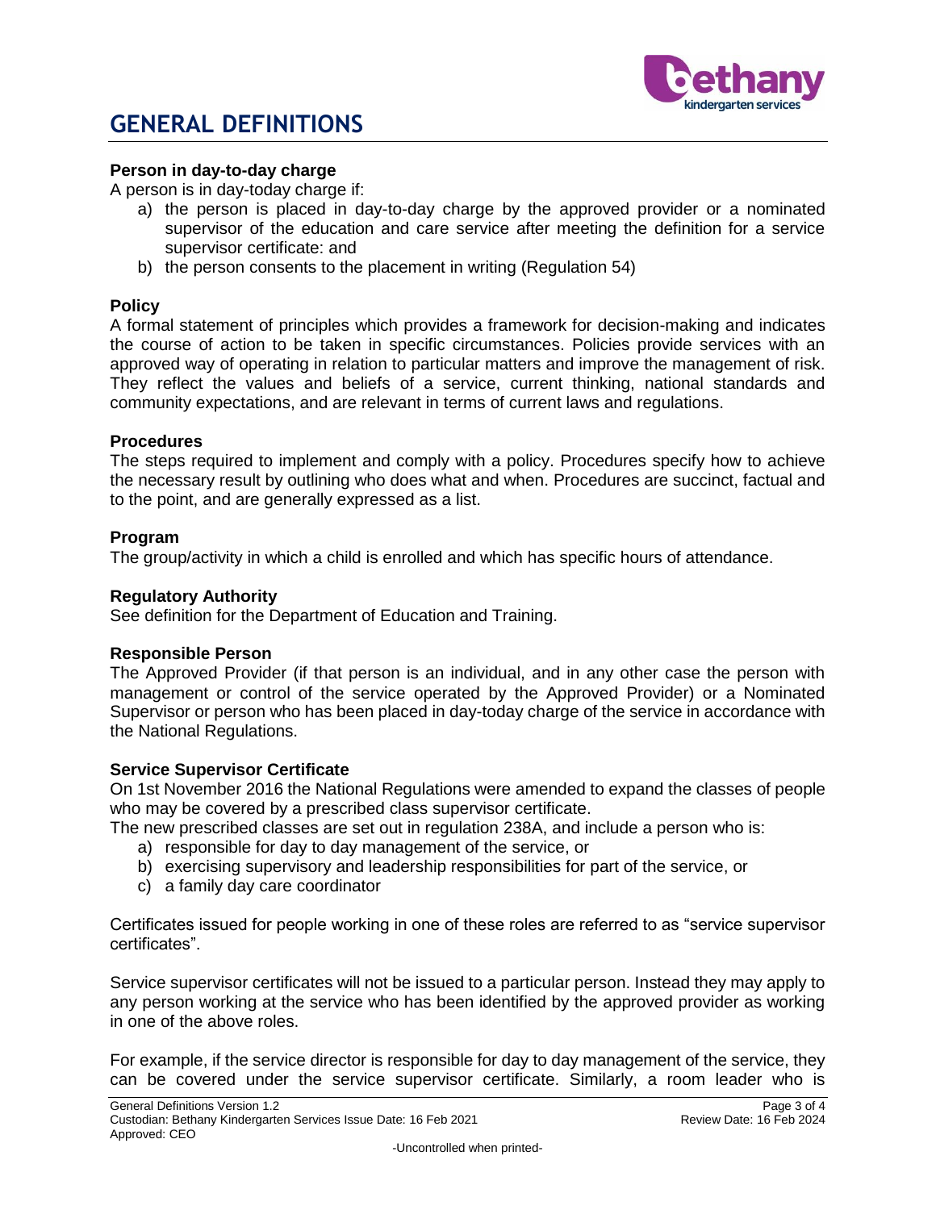# GENERAL DEFINITIONS

**Person in day-to-day charge**

A person is in day-today charge if:

a) the person is placed in day-to-day charge by the approved provider or a nominated supervisor of the education and care service after meeting the definition for a service supervisor certificate: and
b) the person consents to the placement in writing (Regulation 54)

**Policy**

A formal statement of principles which provides a framework for decision-making and indicates the course of action to be taken in specific circumstances. Policies provide services with an approved way of operating in relation to particular matters and improve the management of risk. They reflect the values and beliefs of a service, current thinking, national standards and community expectations, and are relevant in terms of current laws and regulations.

**Procedures**

The steps required to implement and comply with a policy. Procedures specify how to achieve the necessary result by outlining who does what and when. Procedures are succinct, factual and to the point, and are generally expressed as a list.

**Program**

The group/activity in which a child is enrolled and which has specific hours of attendance.

**Regulatory Authority**

See definition for the Department of Education and Training.

**Responsible Person**

The Approved Provider (if that person is an individual, and in any other case the person with management or control of the service operated by the Approved Provider) or a Nominated Supervisor or person who has been placed in day-today charge of the service in accordance with the National Regulations.

**Service Supervisor Certificate**

On 1st November 2016 the National Regulations were amended to expand the classes of people who may be covered by a prescribed class supervisor certificate.

The new prescribed classes are set out in regulation 238A, and include a person who is:

a) responsible for day to day management of the service, or
b) exercising supervisory and leadership responsibilities for part of the service, or
c) a family day care coordinator

Certificates issued for people working in one of these roles are referred to as "service supervisor certificates".

Service supervisor certificates will not be issued to a particular person. Instead they may apply to any person working at the service who has been identified by the approved provider as working in one of the above roles.

For example, if the service director is responsible for day to day management of the service, they can be covered under the service supervisor certificate. Similarly, a room leader who is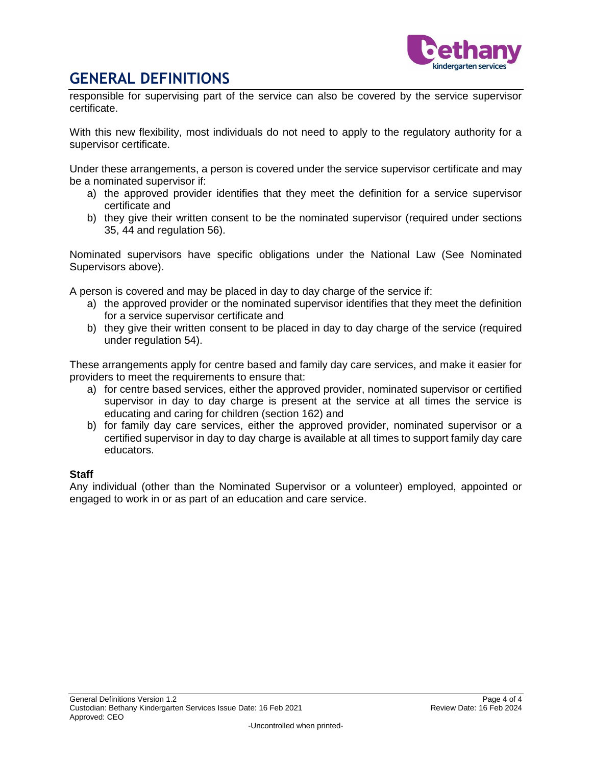responsible for supervising part of the service can also be covered by the service supervisor certificate.

With this new flexibility, most individuals do not need to apply to the regulatory authority for a supervisor certificate.

Under these arrangements, a person is covered under the service supervisor certificate and may be a nominated supervisor if:

a) the approved provider identifies that they meet the definition for a service supervisor certificate and
b) they give their written consent to be the nominated supervisor (required under sections 35, 44 and regulation 56).

Nominated supervisors have specific obligations under the National Law (See Nominated Supervisors above).

A person is covered and may be placed in day to day charge of the service if:

a) the approved provider or the nominated supervisor identifies that they meet the definition for a service supervisor certificate and
b) they give their written consent to be placed in day to day charge of the service (required under regulation 54).

These arrangements apply for centre based and family day care services, and make it easier for providers to meet the requirements to ensure that:

a) for centre based services, either the approved provider, nominated supervisor or certified supervisor in day to day charge is present at the service at all times the service is educating and caring for children (section 162) and
b) for family day care services, either the approved provider, nominated supervisor or a certified supervisor in day to day charge is available at all times to support family day care educators.

**Staff**

Any individual (other than the Nominated Supervisor or a volunteer) employed, appointed or engaged to work in or as part of an education and care service.